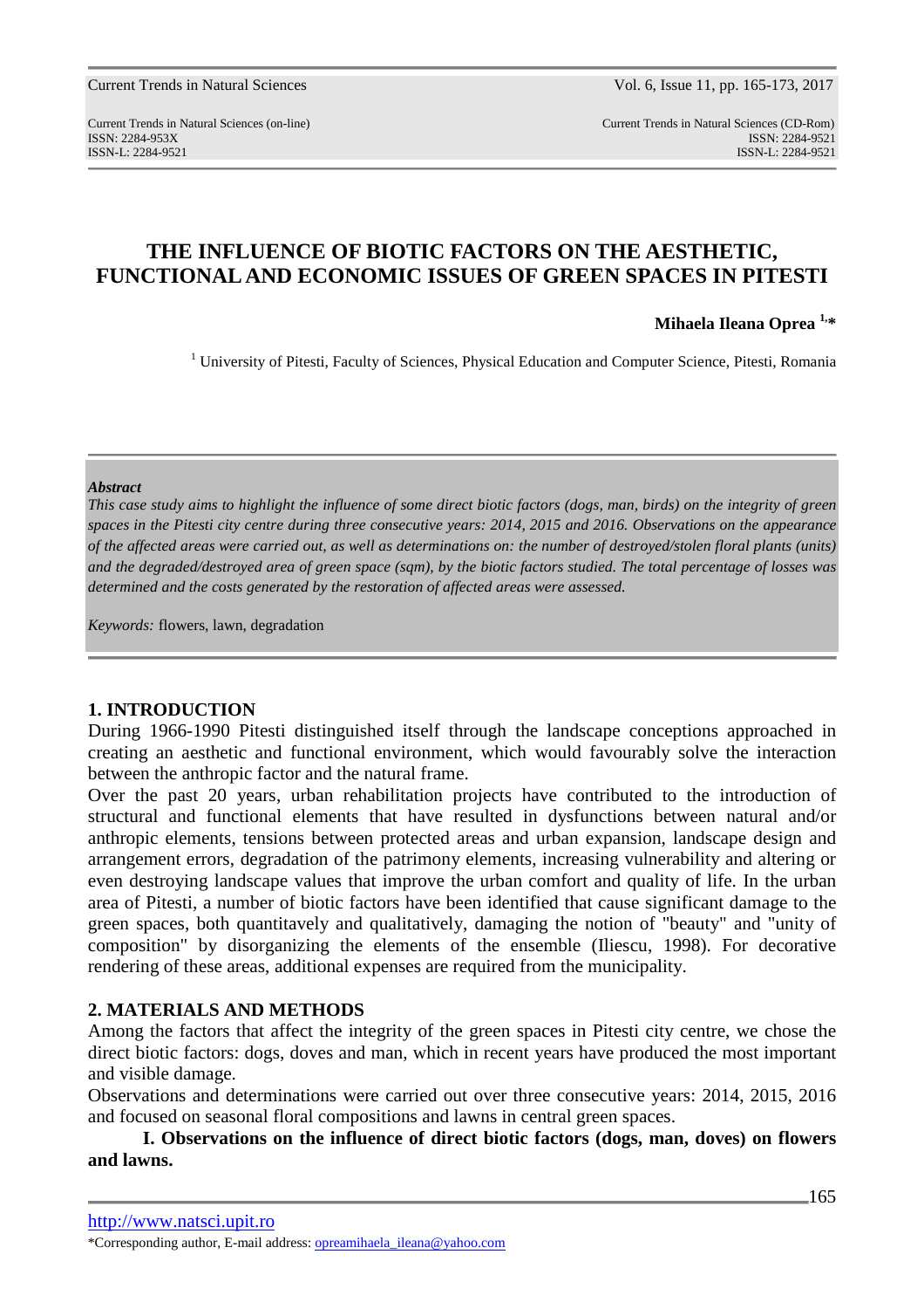# THE INFLUENCE OF BIOTIC FACTORS ON THE AESTHETIC, FUNCTIONAL AND ECONOMIC ISSUES OF GREEN SPACES IN PITESTI

**Mihaela Ileana Oprea** [1,*]

[1] University of Pitesti, Faculty of Sciences, Physical Education and Computer Science, Pitesti, Romania

***Abstract***

*This case study aims to highlight the influence of some direct biotic factors (dogs, man, birds) on the integrity of green spaces in the Pitesti city centre during three consecutive years: 2014, 2015 and 2016. Observations on the appearance of the affected areas were carried out, as well as determinations on: the number of destroyed/stolen floral plants (units) and the degraded/destroyed area of green space (sqm), by the biotic factors studied. The total percentage of losses was determined and the costs generated by the restoration of affected areas were assessed.*

*Keywords:* flowers, lawn, degradation

## 1. INTRODUCTION

During 1966-1990 Pitesti distinguished itself through the landscape conceptions approached in creating an aesthetic and functional environment, which would favourably solve the interaction between the anthropic factor and the natural frame.

Over the past 20 years, urban rehabilitation projects have contributed to the introduction of structural and functional elements that have resulted in dysfunctions between natural and/or anthropic elements, tensions between protected areas and urban expansion, landscape design and arrangement errors, degradation of the patrimony elements, increasing vulnerability and altering or even destroying landscape values that improve the urban comfort and quality of life. In the urban area of Pitesti, a number of biotic factors have been identified that cause significant damage to the green spaces, both quantitatively and qualitatively, damaging the notion of "beauty" and "unity of composition" by disorganizing the elements of the ensemble (Iliescu, 1998). For decorative rendering of these areas, additional expenses are required from the municipality.

## 2. MATERIALS AND METHODS

Among the factors that affect the integrity of the green spaces in Pitesti city centre, we chose the direct biotic factors: dogs, doves and man, which in recent years have produced the most important and visible damage.

Observations and determinations were carried out over three consecutive years: 2014, 2015, 2016 and focused on seasonal floral compositions and lawns in central green spaces.

**I. Observations on the influence of direct biotic factors (dogs, man, doves) on flowers and lawns.**

http://www.natsci.upit.ro

*Corresponding author, E-mail address: opreamihaela_ileana@yahoo.com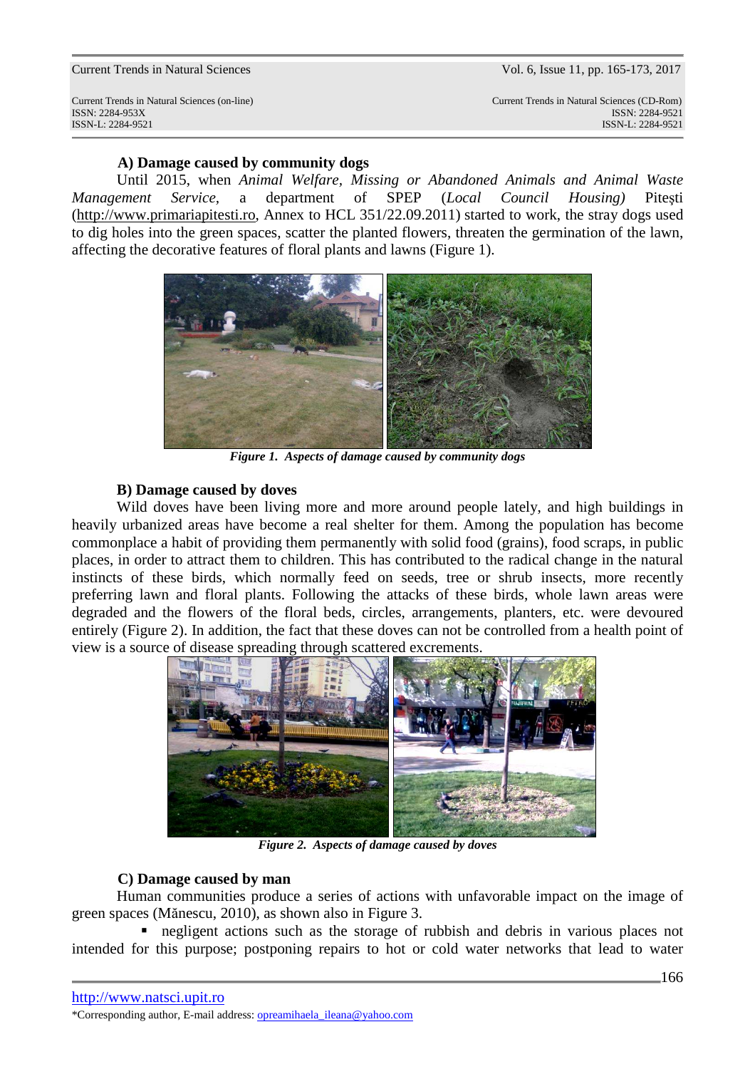### A) Damage caused by community dogs

Until 2015, when *Animal Welfare, Missing or Abandoned Animals and Animal Waste Management Service*, a department of SPEP (*Local Council Housing)* Piteşti (http://www.primariapitesti.ro, Annex to HCL 351/22.09.2011) started to work, the stray dogs used to dig holes into the green spaces, scatter the planted flowers, threaten the germination of the lawn, affecting the decorative features of floral plants and lawns (Figure 1).

***Figure 1. Aspects of damage caused by community dogs***

### B) Damage caused by doves

Wild doves have been living more and more around people lately, and high buildings in heavily urbanized areas have become a real shelter for them. Among the population has become commonplace a habit of providing them permanently with solid food (grains), food scraps, in public places, in order to attract them to children. This has contributed to the radical change in the natural instincts of these birds, which normally feed on seeds, tree or shrub insects, more recently preferring lawn and floral plants. Following the attacks of these birds, whole lawn areas were degraded and the flowers of the floral beds, circles, arrangements, planters, etc. were devoured entirely (Figure 2). In addition, the fact that these doves can not be controlled from a health point of view is a source of disease spreading through scattered excrements.

***Figure 2. Aspects of damage caused by doves***

### C) Damage caused by man

Human communities produce a series of actions with unfavorable impact on the image of green spaces (Mănescu, 2010), as shown also in Figure 3.

- negligent actions such as the storage of rubbish and debris in various places not intended for this purpose; postponing repairs to hot or cold water networks that lead to water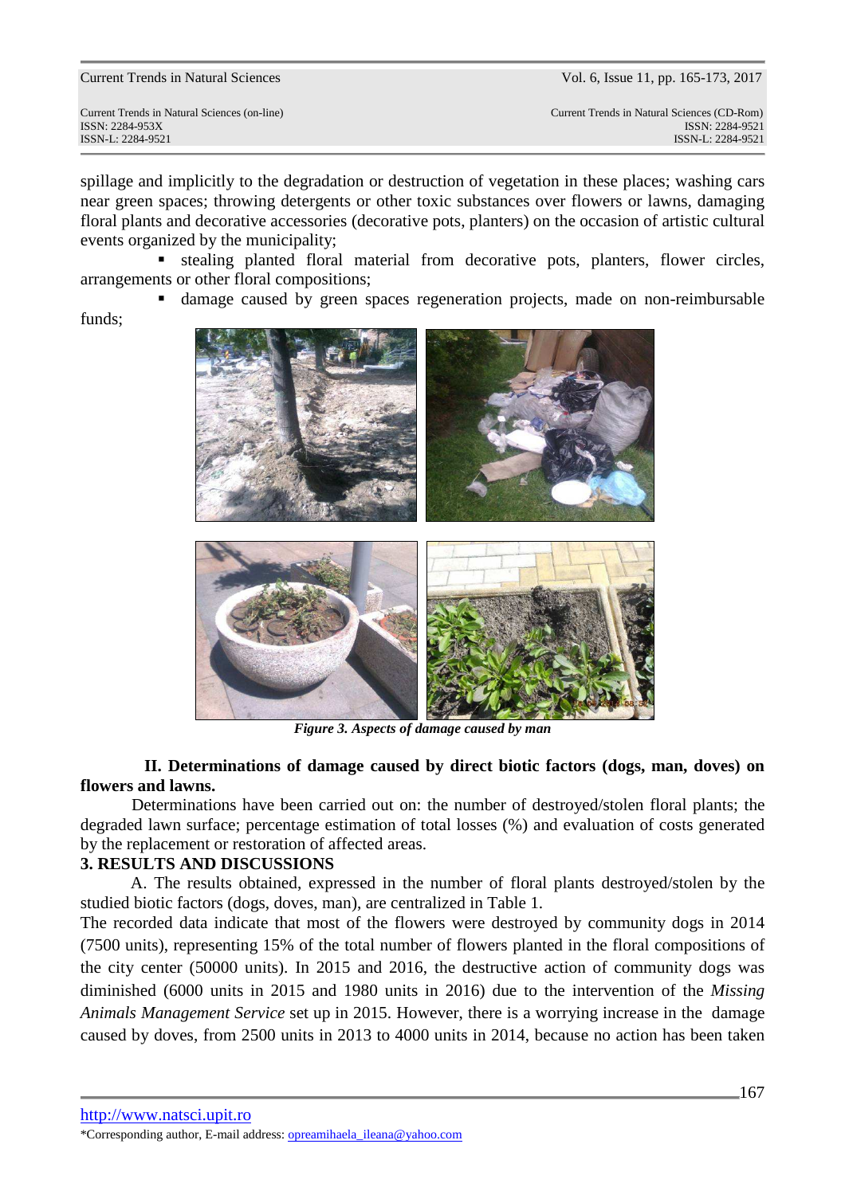spillage and implicitly to the degradation or destruction of vegetation in these places; washing cars near green spaces; throwing detergents or other toxic substances over flowers or lawns, damaging floral plants and decorative accessories (decorative pots, planters) on the occasion of artistic cultural events organized by the municipality;

- stealing planted floral material from decorative pots, planters, flower circles, arrangements or other floral compositions;
- damage caused by green spaces regeneration projects, made on non-reimbursable funds;

*Figure 3. Aspects of damage caused by man*

**II. Determinations of damage caused by direct biotic factors (dogs, man, doves) on flowers and lawns.**

Determinations have been carried out on: the number of destroyed/stolen floral plants; the degraded lawn surface; percentage estimation of total losses (%) and evaluation of costs generated by the replacement or restoration of affected areas.

## 3. RESULTS AND DISCUSSIONS

A. The results obtained, expressed in the number of floral plants destroyed/stolen by the studied biotic factors (dogs, doves, man), are centralized in Table 1.

The recorded data indicate that most of the flowers were destroyed by community dogs in 2014 (7500 units), representing 15% of the total number of flowers planted in the floral compositions of the city center (50000 units). In 2015 and 2016, the destructive action of community dogs was diminished (6000 units in 2015 and 1980 units in 2016) due to the intervention of the *Missing Animals Management Service* set up in 2015. However, there is a worrying increase in the damage caused by doves, from 2500 units in 2013 to 4000 units in 2014, because no action has been taken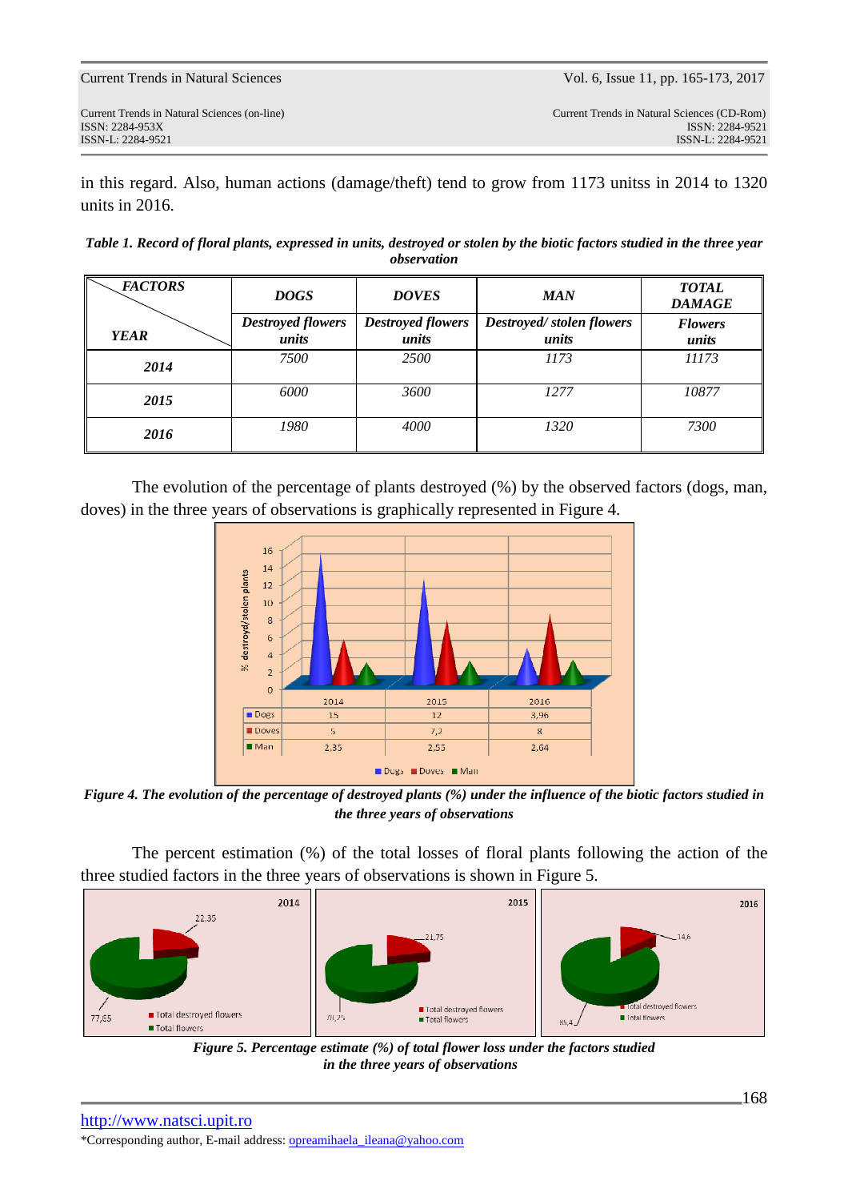in this regard. Also, human actions (damage/theft) tend to grow from 1173 unitss in 2014 to 1320 units in 2016.

***Table 1. Record of floral plants, expressed in units, destroyed or stolen by the biotic factors studied in the three year observation***

| *FACTORS* / *YEAR* | *DOGS* | *DOVES* | *MAN* | *TOTAL DAMAGE* |
|---|---|---|---|---|
| | *Destroyed flowers units* | *Destroyed flowers units* | *Destroyed/ stolen flowers units* | *Flowers units* |
| *2014* | *7500* | *2500* | *1173* | *11173* |
| *2015* | *6000* | *3600* | *1277* | *10877* |
| *2016* | *1980* | *4000* | *1320* | *7300* |

The evolution of the percentage of plants destroyed (%) by the observed factors (dogs, man, doves) in the three years of observations is graphically represented in Figure 4.

| | 2014 | 2015 | 2016 |
|---|---|---|---|
| Dogs | 15 | 12 | 3,96 |
| Doves | 5 | 7,2 | 8 |
| Man | 2,35 | 2,55 | 2,64 |

***Figure 4. The evolution of the percentage of destroyed plants (%) under the influence of the biotic factors studied in the three years of observations***

The percent estimation (%) of the total losses of floral plants following the action of the three studied factors in the three years of observations is shown in Figure 5.

***Figure 5. Percentage estimate (%) of total flower loss under the factors studied in the three years of observations***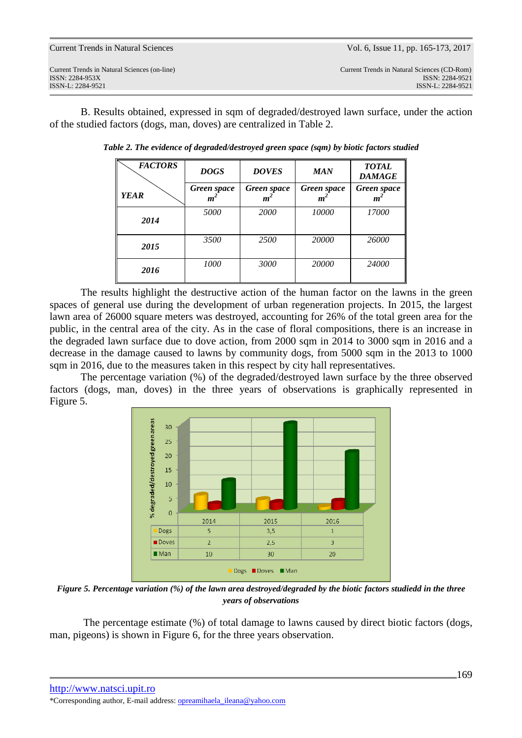B. Results obtained, expressed in sqm of degraded/destroyed lawn surface, under the action of the studied factors (dogs, man, doves) are centralized in Table 2.

***Table 2. The evidence of degraded/destroyed green space (sqm) by biotic factors studied***

| FACTORS / YEAR | DOGS | DOVES | MAN | TOTAL DAMAGE |
|---|---|---|---|---|
| | Green space $m^2$ | Green space $m^2$ | Green space $m^2$ | Green space $m^2$ |
| **2014** | 5000 | 2000 | 10000 | 17000 |
| **2015** | 3500 | 2500 | 20000 | 26000 |
| **2016** | 1000 | 3000 | 20000 | 24000 |

The results highlight the destructive action of the human factor on the lawns in the green spaces of general use during the development of urban regeneration projects. In 2015, the largest lawn area of 26000 square meters was destroyed, accounting for 26% of the total green area for the public, in the central area of the city. As in the case of floral compositions, there is an increase in the degraded lawn surface due to dove action, from 2000 sqm in 2014 to 3000 sqm in 2016 and a decrease in the damage caused to lawns by community dogs, from 5000 sqm in the 2013 to 1000 sqm in 2016, due to the measures taken in this respect by city hall representatives.

The percentage variation (%) of the degraded/destroyed lawn surface by the three observed factors (dogs, man, doves) in the three years of observations is graphically represented in Figure 5.

| | 2014 | 2015 | 2016 |
|---|---|---|---|
| Dogs | 5 | 3,5 | 1 |
| Doves | 2 | 2,5 | 3 |
| Man | 10 | 30 | 20 |

***Figure 5. Percentage variation (%) of the lawn area destroyed/degraded by the biotic factors studiedd in the three years of observations***

The percentage estimate (%) of total damage to lawns caused by direct biotic factors (dogs, man, pigeons) is shown in Figure 6, for the three years observation.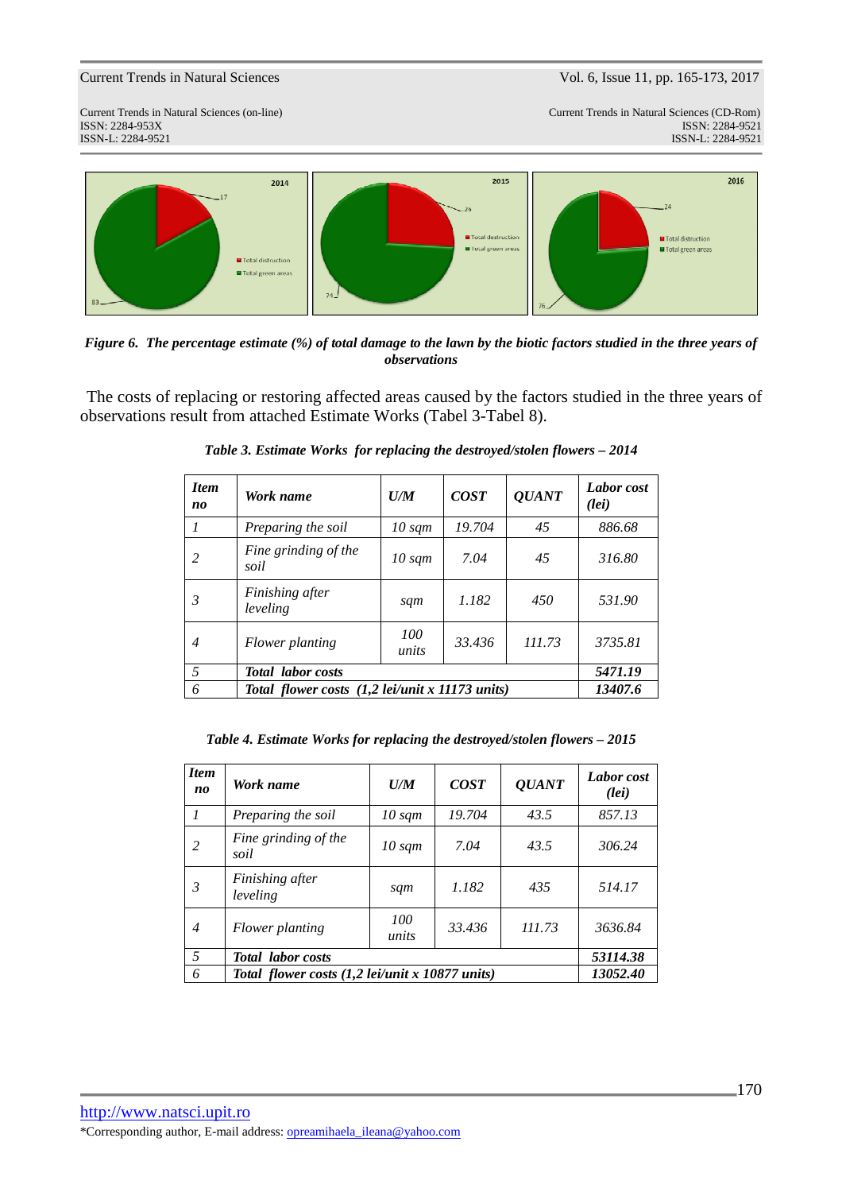*Figure 6. The percentage estimate (%) of total damage to the lawn by the biotic factors studied in the three years of observations*

The costs of replacing or restoring affected areas caused by the factors studied in the three years of observations result from attached Estimate Works (Tabel 3-Tabel 8).

*Table 3. Estimate Works for replacing the destroyed/stolen flowers – 2014*

| *Item no* | *Work name* | *U/M* | *COST* | *QUANT* | *Labor cost (lei)* |
|---|---|---|---|---|---|
| *1* | *Preparing the soil* | *10 sqm* | *19.704* | *45* | *886.68* |
| *2* | *Fine grinding of the soil* | *10 sqm* | *7.04* | *45* | *316.80* |
| *3* | *Finishing after leveling* | *sqm* | *1.182* | *450* | *531.90* |
| *4* | *Flower planting* | *100 units* | *33.436* | *111.73* | *3735.81* |
| *5* | ***Total labor costs*** | | | | ***5471.19*** |
| *6* | ***Total flower costs (1,2 lei/unit x 11173 units)*** | | | | ***13407.6*** |

*Table 4. Estimate Works for replacing the destroyed/stolen flowers – 2015*

| *Item no* | *Work name* | *U/M* | *COST* | *QUANT* | *Labor cost (lei)* |
|---|---|---|---|---|---|
| *1* | *Preparing the soil* | *10 sqm* | *19.704* | *43.5* | *857.13* |
| *2* | *Fine grinding of the soil* | *10 sqm* | *7.04* | *43.5* | *306.24* |
| *3* | *Finishing after leveling* | *sqm* | *1.182* | *435* | *514.17* |
| *4* | *Flower planting* | *100 units* | *33.436* | *111.73* | *3636.84* |
| *5* | ***Total labor costs*** | | | | ***53114.38*** |
| *6* | ***Total flower costs (1,2 lei/unit x 10877 units)*** | | | | ***13052.40*** |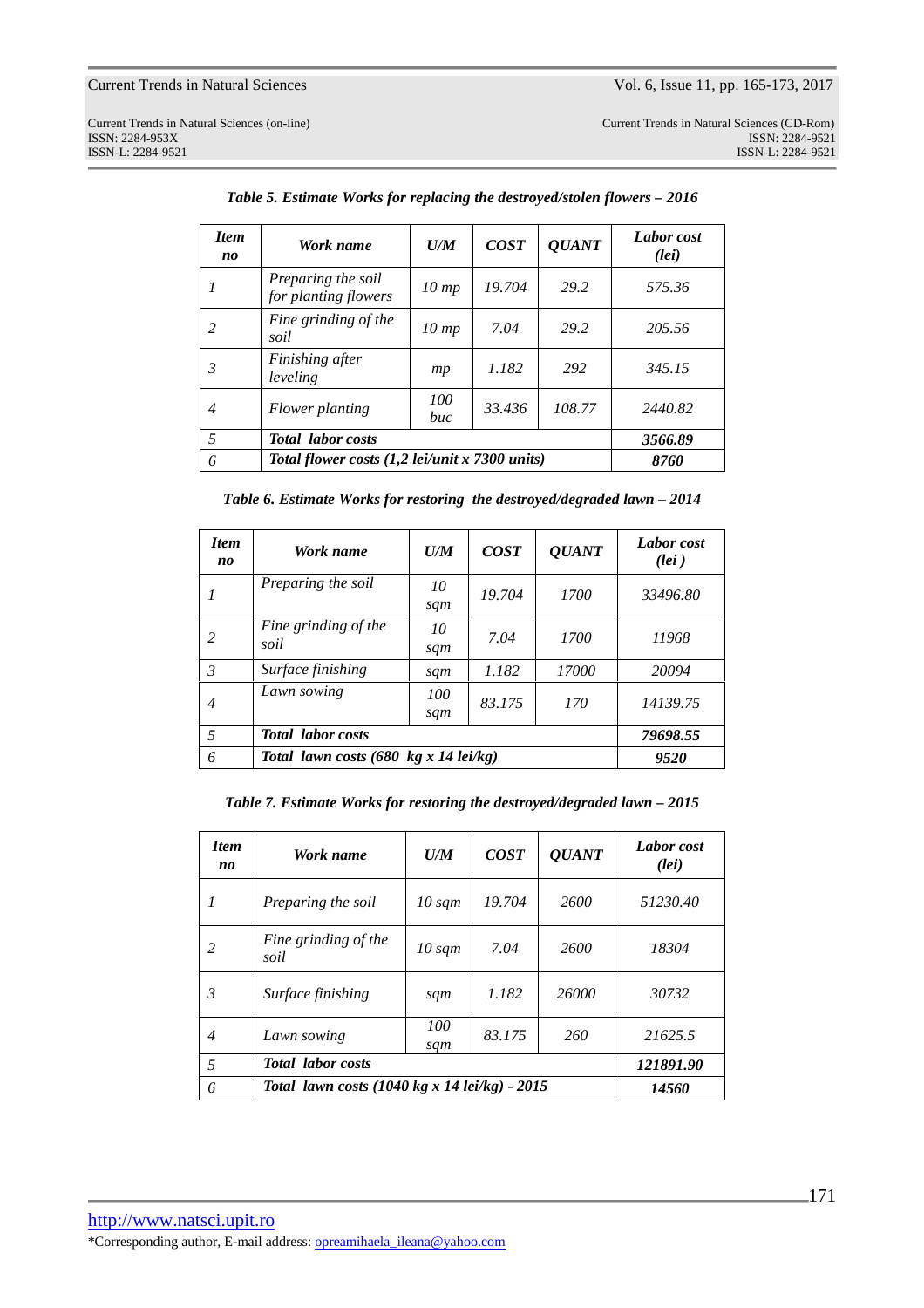***Table 5. Estimate Works for replacing the destroyed/stolen flowers – 2016***

| *Item no* | *Work name* | *U/M* | *COST* | *QUANT* | *Labor cost (lei)* |
|---|---|---|---|---|---|
| *1* | *Preparing the soil for planting flowers* | *10 mp* | *19.704* | *29.2* | *575.36* |
| *2* | *Fine grinding of the soil* | *10 mp* | *7.04* | *29.2* | *205.56* |
| *3* | *Finishing after leveling* | *mp* | *1.182* | *292* | *345.15* |
| *4* | *Flower planting* | *100 buc* | *33.436* | *108.77* | *2440.82* |
| *5* | ***Total labor costs*** | | | | ***3566.89*** |
| *6* | ***Total flower costs (1,2 lei/unit x 7300 units)*** | | | | ***8760*** |

***Table 6. Estimate Works for restoring the destroyed/degraded lawn – 2014***

| *Item no* | *Work name* | *U/M* | *COST* | *QUANT* | *Labor cost (lei )* |
|---|---|---|---|---|---|
| *1* | *Preparing the soil* | *10 sqm* | *19.704* | *1700* | *33496.80* |
| *2* | *Fine grinding of the soil* | *10 sqm* | *7.04* | *1700* | *11968* |
| *3* | *Surface finishing* | *sqm* | *1.182* | *17000* | *20094* |
| *4* | *Lawn sowing* | *100 sqm* | *83.175* | *170* | *14139.75* |
| *5* | ***Total labor costs*** | | | | ***79698.55*** |
| *6* | ***Total lawn costs (680 kg x 14 lei/kg)*** | | | | ***9520*** |

***Table 7. Estimate Works for restoring the destroyed/degraded lawn – 2015***

| *Item no* | *Work name* | *U/M* | *COST* | *QUANT* | *Labor cost (lei)* |
|---|---|---|---|---|---|
| *1* | *Preparing the soil* | *10 sqm* | *19.704* | *2600* | *51230.40* |
| *2* | *Fine grinding of the soil* | *10 sqm* | *7.04* | *2600* | *18304* |
| *3* | *Surface finishing* | *sqm* | *1.182* | *26000* | *30732* |
| *4* | *Lawn sowing* | *100 sqm* | *83.175* | *260* | *21625.5* |
| *5* | ***Total labor costs*** | | | | ***121891.90*** |
| *6* | ***Total lawn costs (1040 kg x 14 lei/kg) - 2015*** | | | | ***14560*** |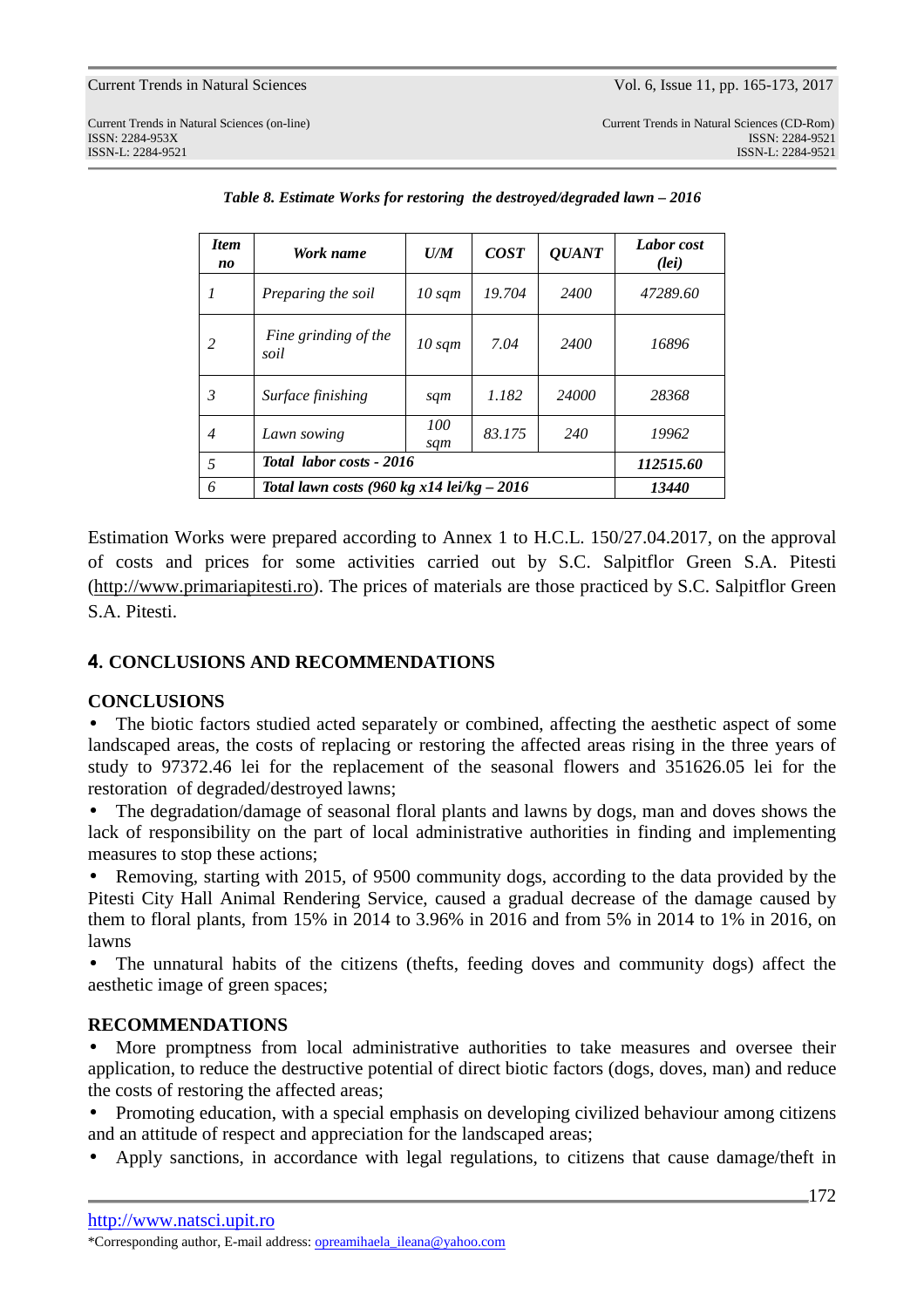*Table 8. Estimate Works for restoring the destroyed/degraded lawn – 2016*

| *Item no* | *Work name* | *U/M* | *COST* | *QUANT* | *Labor cost (lei)* |
|---|---|---|---|---|---|
| *1* | *Preparing the soil* | *10 sqm* | *19.704* | *2400* | *47289.60* |
| *2* | *Fine grinding of the soil* | *10 sqm* | *7.04* | *2400* | *16896* |
| *3* | *Surface finishing* | *sqm* | *1.182* | *24000* | *28368* |
| *4* | *Lawn sowing* | *100 sqm* | *83.175* | *240* | *19962* |
| *5* | ***Total labor costs - 2016*** | | | | ***112515.60*** |
| *6* | ***Total lawn costs (960 kg x14 lei/kg – 2016*** | | | | ***13440*** |

Estimation Works were prepared according to Annex 1 to H.C.L. 150/27.04.2017, on the approval of costs and prices for some activities carried out by S.C. Salpitflor Green S.A. Pitesti (http://www.primariapitesti.ro). The prices of materials are those practiced by S.C. Salpitflor Green S.A. Pitesti.

## 4. CONCLUSIONS AND RECOMMENDATIONS

### CONCLUSIONS

- The biotic factors studied acted separately or combined, affecting the aesthetic aspect of some landscaped areas, the costs of replacing or restoring the affected areas rising in the three years of study to 97372.46 lei for the replacement of the seasonal flowers and 351626.05 lei for the restoration of degraded/destroyed lawns;
- The degradation/damage of seasonal floral plants and lawns by dogs, man and doves shows the lack of responsibility on the part of local administrative authorities in finding and implementing measures to stop these actions;
- Removing, starting with 2015, of 9500 community dogs, according to the data provided by the Pitesti City Hall Animal Rendering Service, caused a gradual decrease of the damage caused by them to floral plants, from 15% in 2014 to 3.96% in 2016 and from 5% in 2014 to 1% in 2016, on lawns
- The unnatural habits of the citizens (thefts, feeding doves and community dogs) affect the aesthetic image of green spaces;

### RECOMMENDATIONS

- More promptness from local administrative authorities to take measures and oversee their application, to reduce the destructive potential of direct biotic factors (dogs, doves, man) and reduce the costs of restoring the affected areas;
- Promoting education, with a special emphasis on developing civilized behaviour among citizens and an attitude of respect and appreciation for the landscaped areas;
- Apply sanctions, in accordance with legal regulations, to citizens that cause damage/theft in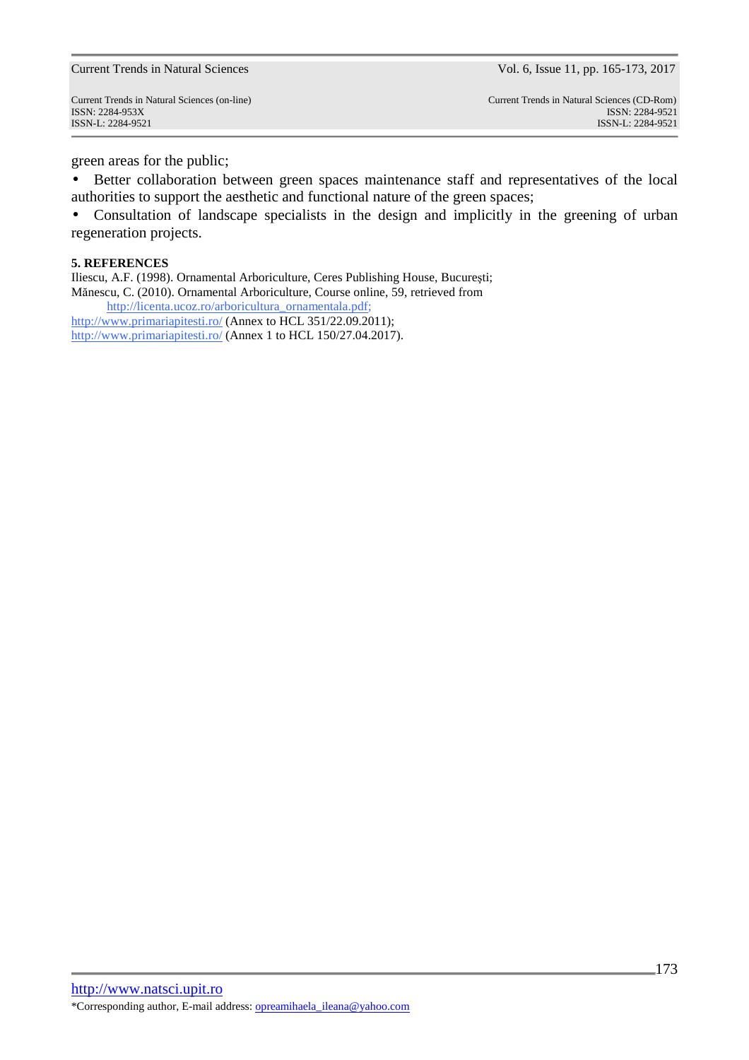green areas for the public;

- Better collaboration between green spaces maintenance staff and representatives of the local authorities to support the aesthetic and functional nature of the green spaces;
- Consultation of landscape specialists in the design and implicitly in the greening of urban regeneration projects.

**5. REFERENCES**

Iliescu, A.F. (1998). Ornamental Arboriculture, Ceres Publishing House, Bucureşti;

Mănescu, C. (2010). Ornamental Arboriculture, Course online, 59, retrieved from http://licenta.ucoz.ro/arboricultura_ornamentala.pdf;

http://www.primariapitesti.ro/ (Annex to HCL 351/22.09.2011);

http://www.primariapitesti.ro/ (Annex 1 to HCL 150/27.04.2017).

*Corresponding author, E-mail address: opreamihaela_ileana@yahoo.com